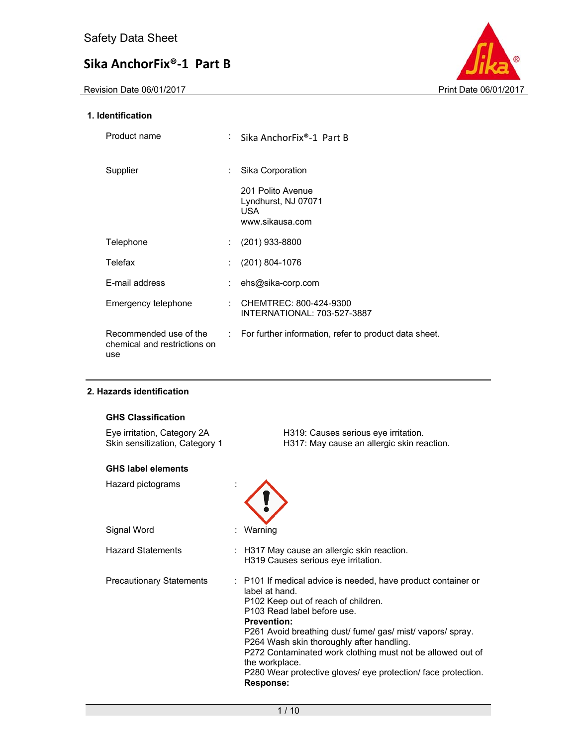# Safety Data Sheet

## Sika AnchorFix®-1 Part B

Revision Date 06/01/2017 Print Date 06/01/2017

### 1. Identification

| | | |
|---|---|---|
| Product name | : | Sika AnchorFix®-1 Part B |
| Supplier | : | Sika Corporation<br><br>201 Polito Avenue<br>Lyndhurst, NJ 07071<br>USA<br>www.sikausa.com |
| Telephone | : | (201) 933-8800 |
| Telefax | : | (201) 804-1076 |
| E-mail address | : | ehs@sika-corp.com |
| Emergency telephone | : | CHEMTREC: 800-424-9300<br>INTERNATIONAL: 703-527-3887 |
| Recommended use of the chemical and restrictions on use | : | For further information, refer to product data sheet. |

### 2. Hazards identification

**GHS Classification**

| | |
|---|---|
| Eye irritation, Category 2A | H319: Causes serious eye irritation. |
| Skin sensitization, Category 1 | H317: May cause an allergic skin reaction. |

**GHS label elements**

Hazard pictograms :

Signal Word : Warning

Hazard Statements : H317 May cause an allergic skin reaction.
H319 Causes serious eye irritation.

Precautionary Statements : P101 If medical advice is needed, have product container or label at hand.
P102 Keep out of reach of children.
P103 Read label before use.

**Prevention:**
P261 Avoid breathing dust/ fume/ gas/ mist/ vapors/ spray.
P264 Wash skin thoroughly after handling.
P272 Contaminated work clothing must not be allowed out of the workplace.
P280 Wear protective gloves/ eye protection/ face protection.

**Response:**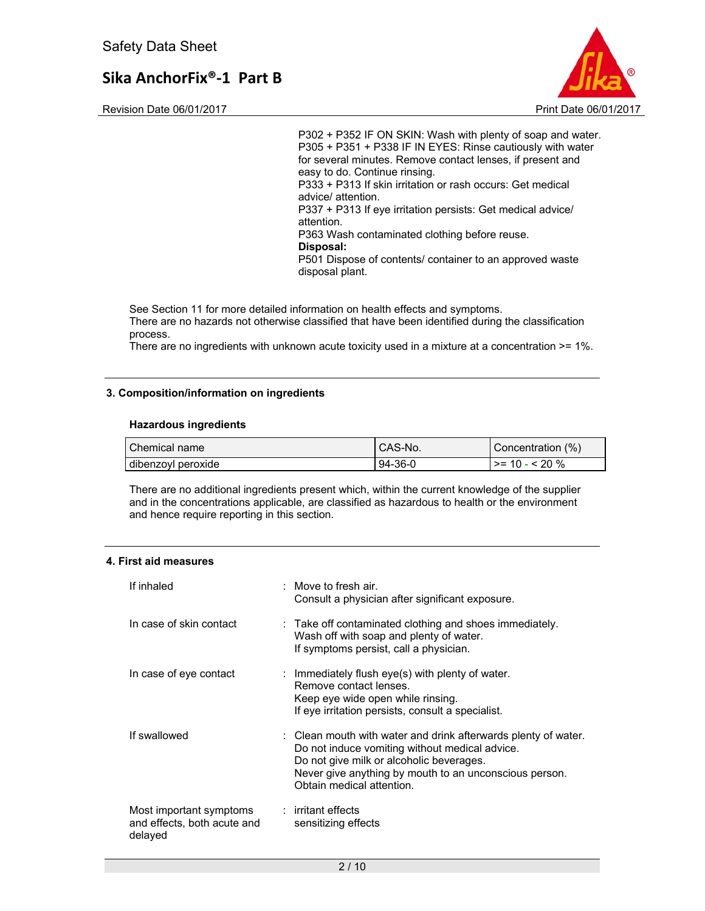P302 + P352 IF ON SKIN: Wash with plenty of soap and water.
P305 + P351 + P338 IF IN EYES: Rinse cautiously with water for several minutes. Remove contact lenses, if present and easy to do. Continue rinsing.
P333 + P313 If skin irritation or rash occurs: Get medical advice/ attention.
P337 + P313 If eye irritation persists: Get medical advice/ attention.
P363 Wash contaminated clothing before reuse.
**Disposal:**
P501 Dispose of contents/ container to an approved waste disposal plant.

See Section 11 for more detailed information on health effects and symptoms.
There are no hazards not otherwise classified that have been identified during the classification process.
There are no ingredients with unknown acute toxicity used in a mixture at a concentration >= 1%.

## 3. Composition/information on ingredients

### Hazardous ingredients

| Chemical name | CAS-No. | Concentration (%) |
|---|---|---|
| dibenzoyl peroxide | 94-36-0 | >= 10 - < 20 % |

There are no additional ingredients present which, within the current knowledge of the supplier and in the concentrations applicable, are classified as hazardous to health or the environment and hence require reporting in this section.

## 4. First aid measures

If inhaled : Move to fresh air.
Consult a physician after significant exposure.

In case of skin contact : Take off contaminated clothing and shoes immediately.
Wash off with soap and plenty of water.
If symptoms persist, call a physician.

In case of eye contact : Immediately flush eye(s) with plenty of water.
Remove contact lenses.
Keep eye wide open while rinsing.
If eye irritation persists, consult a specialist.

If swallowed : Clean mouth with water and drink afterwards plenty of water.
Do not induce vomiting without medical advice.
Do not give milk or alcoholic beverages.
Never give anything by mouth to an unconscious person.
Obtain medical attention.

Most important symptoms and effects, both acute and delayed : irritant effects
sensitizing effects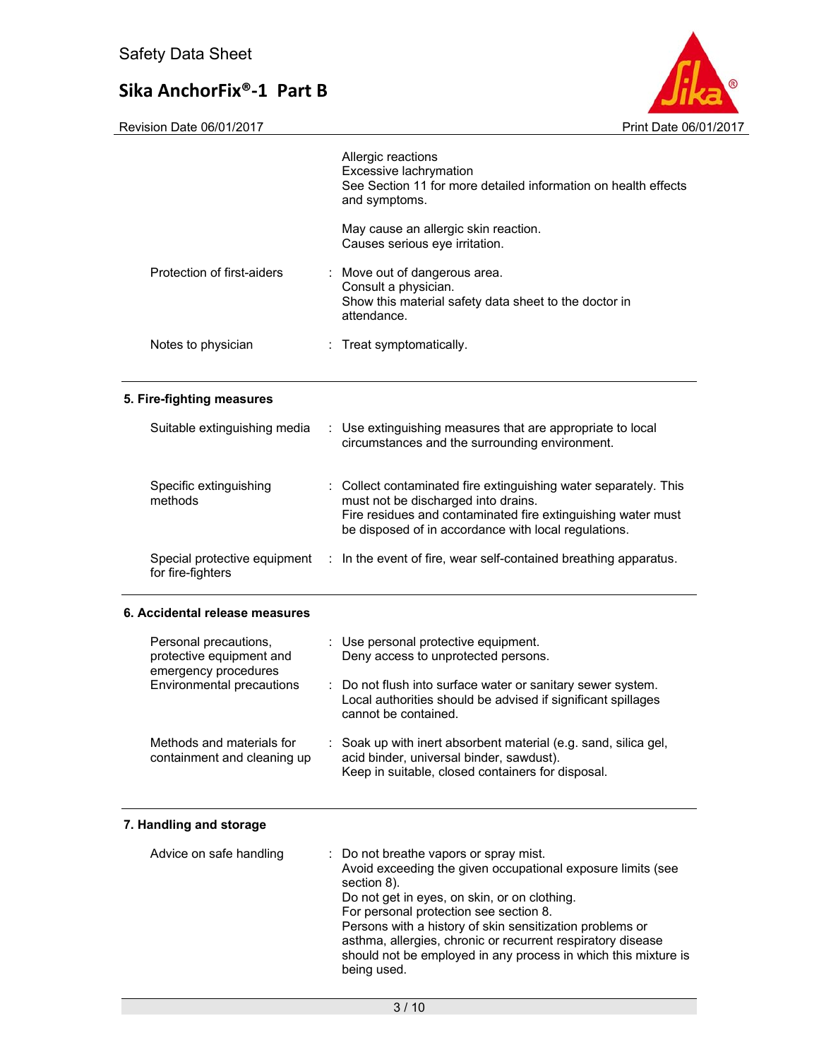| | | |
|---|---|---|
| | | Allergic reactions<br>Excessive lachrymation<br>See Section 11 for more detailed information on health effects and symptoms. |
| | | May cause an allergic skin reaction.<br>Causes serious eye irritation. |
| Protection of first-aiders | : | Move out of dangerous area.<br>Consult a physician.<br>Show this material safety data sheet to the doctor in attendance. |
| Notes to physician | : | Treat symptomatically. |

## 5. Fire-fighting measures

| | | |
|---|---|---|
| Suitable extinguishing media | : | Use extinguishing measures that are appropriate to local circumstances and the surrounding environment. |
| Specific extinguishing methods | : | Collect contaminated fire extinguishing water separately. This must not be discharged into drains.<br>Fire residues and contaminated fire extinguishing water must be disposed of in accordance with local regulations. |
| Special protective equipment for fire-fighters | : | In the event of fire, wear self-contained breathing apparatus. |

## 6. Accidental release measures

| | | |
|---|---|---|
| Personal precautions, protective equipment and emergency procedures | : | Use personal protective equipment.<br>Deny access to unprotected persons. |
| Environmental precautions | : | Do not flush into surface water or sanitary sewer system.<br>Local authorities should be advised if significant spillages cannot be contained. |
| Methods and materials for containment and cleaning up | : | Soak up with inert absorbent material (e.g. sand, silica gel, acid binder, universal binder, sawdust).<br>Keep in suitable, closed containers for disposal. |

## 7. Handling and storage

| | | |
|---|---|---|
| Advice on safe handling | : | Do not breathe vapors or spray mist.<br>Avoid exceeding the given occupational exposure limits (see section 8).<br>Do not get in eyes, on skin, or on clothing.<br>For personal protection see section 8.<br>Persons with a history of skin sensitization problems or asthma, allergies, chronic or recurrent respiratory disease should not be employed in any process in which this mixture is being used. |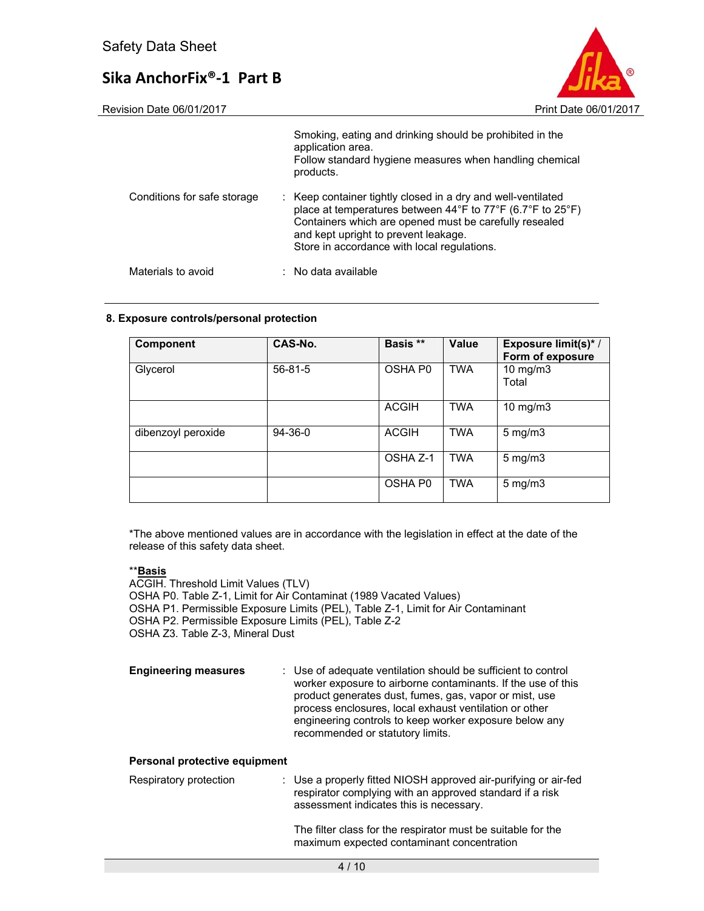Smoking, eating and drinking should be prohibited in the application area.
Follow standard hygiene measures when handling chemical products.

Conditions for safe storage : Keep container tightly closed in a dry and well-ventilated place at temperatures between 44°F to 77°F (6.7°F to 25°F)
Containers which are opened must be carefully resealed and kept upright to prevent leakage.
Store in accordance with local regulations.

Materials to avoid : No data available

## 8. Exposure controls/personal protection

| Component | CAS-No. | Basis ** | Value | Exposure limit(s)* / Form of exposure |
|---|---|---|---|---|
| Glycerol | 56-81-5 | OSHA P0 | TWA | 10 mg/m3<br>Total |
| | | ACGIH | TWA | 10 mg/m3 |
| dibenzoyl peroxide | 94-36-0 | ACGIH | TWA | 5 mg/m3 |
| | | OSHA Z-1 | TWA | 5 mg/m3 |
| | | OSHA P0 | TWA | 5 mg/m3 |

*The above mentioned values are in accordance with the legislation in effect at the date of the release of this safety data sheet.

**<u>**Basis**</u>
ACGIH. Threshold Limit Values (TLV)
OSHA P0. Table Z-1, Limit for Air Contaminat (1989 Vacated Values)
OSHA P1. Permissible Exposure Limits (PEL), Table Z-1, Limit for Air Contaminant
OSHA P2. Permissible Exposure Limits (PEL), Table Z-2
OSHA Z3. Table Z-3, Mineral Dust

**Engineering measures** : Use of adequate ventilation should be sufficient to control worker exposure to airborne contaminants. If the use of this product generates dust, fumes, gas, vapor or mist, use process enclosures, local exhaust ventilation or other engineering controls to keep worker exposure below any recommended or statutory limits.

**Personal protective equipment**

Respiratory protection : Use a properly fitted NIOSH approved air-purifying or air-fed respirator complying with an approved standard if a risk assessment indicates this is necessary.

The filter class for the respirator must be suitable for the maximum expected contaminant concentration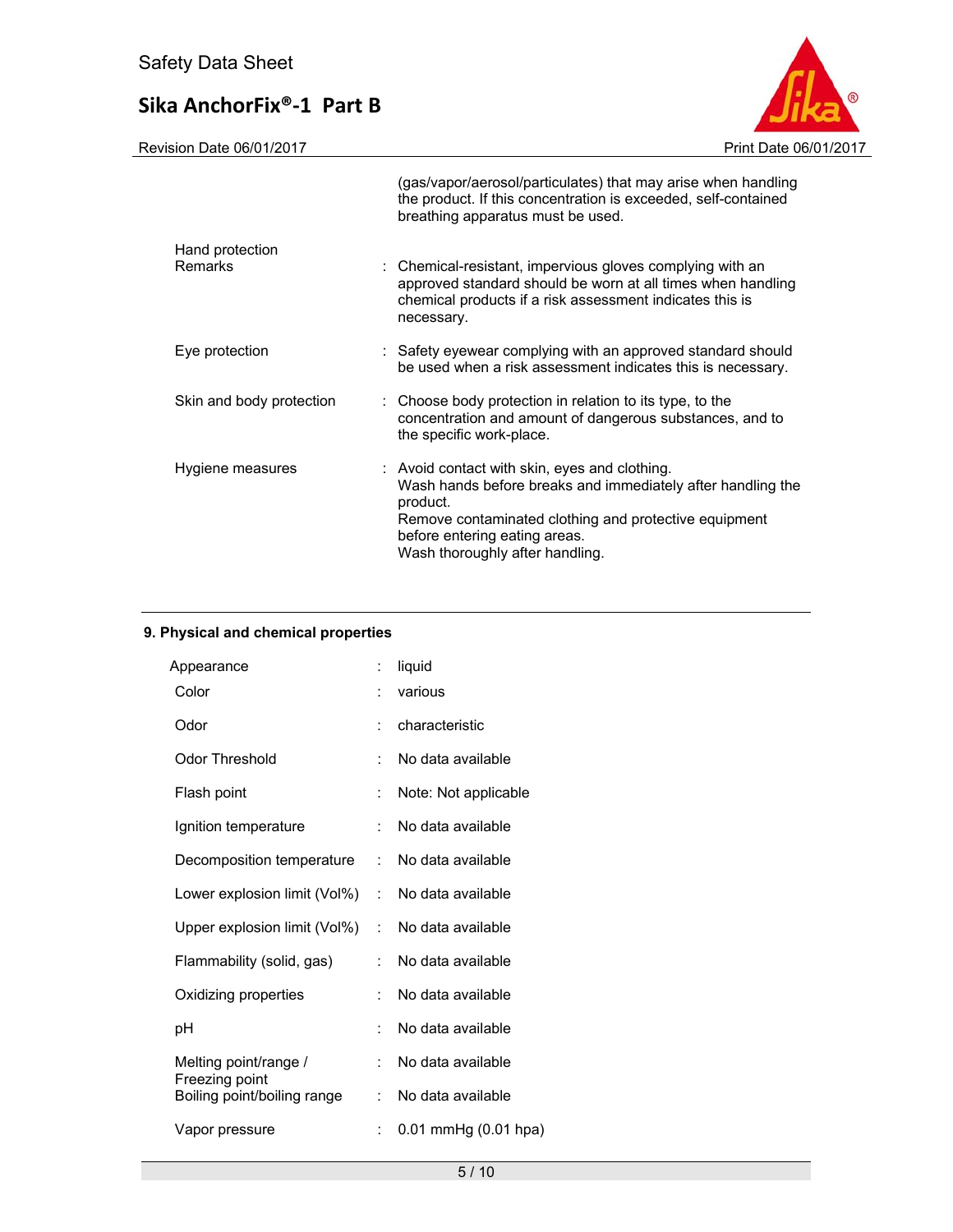(gas/vapor/aerosol/particulates) that may arise when handling the product. If this concentration is exceeded, self-contained breathing apparatus must be used.

| | | |
|---|---|---|
| Hand protection<br>Remarks | : | Chemical-resistant, impervious gloves complying with an approved standard should be worn at all times when handling chemical products if a risk assessment indicates this is necessary. |
| Eye protection | : | Safety eyewear complying with an approved standard should be used when a risk assessment indicates this is necessary. |
| Skin and body protection | : | Choose body protection in relation to its type, to the concentration and amount of dangerous substances, and to the specific work-place. |
| Hygiene measures | : | Avoid contact with skin, eyes and clothing.<br>Wash hands before breaks and immediately after handling the product.<br>Remove contaminated clothing and protective equipment before entering eating areas.<br>Wash thoroughly after handling. |

## 9. Physical and chemical properties

| | | |
|---|---|---|
| Appearance | : | liquid |
| Color | : | various |
| Odor | : | characteristic |
| Odor Threshold | : | No data available |
| Flash point | : | Note: Not applicable |
| Ignition temperature | : | No data available |
| Decomposition temperature | : | No data available |
| Lower explosion limit (Vol%) | : | No data available |
| Upper explosion limit (Vol%) | : | No data available |
| Flammability (solid, gas) | : | No data available |
| Oxidizing properties | : | No data available |
| pH | : | No data available |
| Melting point/range / Freezing point | : | No data available |
| Boiling point/boiling range | : | No data available |
| Vapor pressure | : | 0.01 mmHg (0.01 hpa) |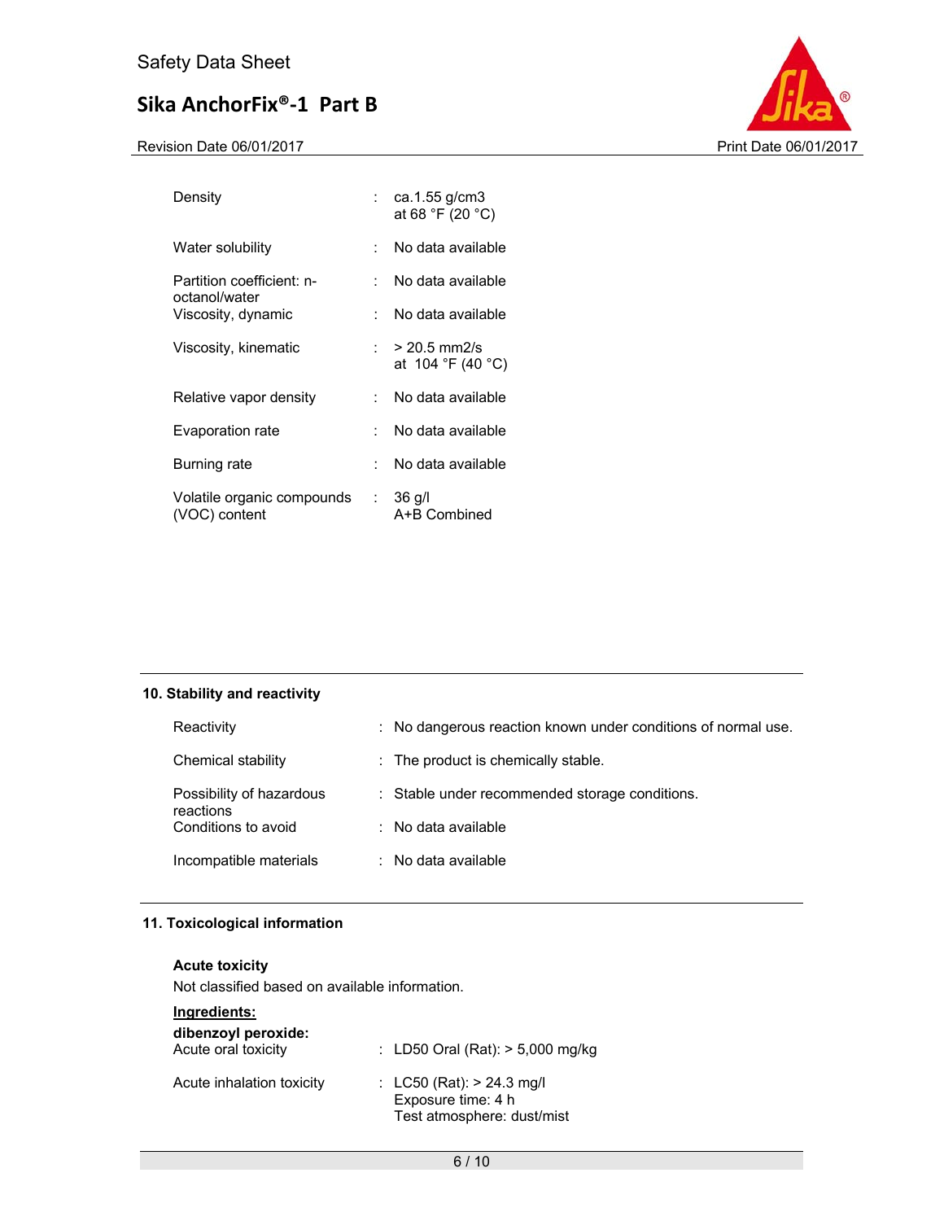| Property | | Value |
|---|---|---|
| Density | : | ca.1.55 g/cm3<br>at 68 °F (20 °C) |
| Water solubility | : | No data available |
| Partition coefficient: n-octanol/water | : | No data available |
| Viscosity, dynamic | : | No data available |
| Viscosity, kinematic | : | > 20.5 mm2/s<br>at 104 °F (40 °C) |
| Relative vapor density | : | No data available |
| Evaporation rate | : | No data available |
| Burning rate | : | No data available |
| Volatile organic compounds (VOC) content | : | 36 g/l<br>A+B Combined |

## 10. Stability and reactivity

| Property | | Value |
|---|---|---|
| Reactivity | : | No dangerous reaction known under conditions of normal use. |
| Chemical stability | : | The product is chemically stable. |
| Possibility of hazardous reactions | : | Stable under recommended storage conditions. |
| Conditions to avoid | : | No data available |
| Incompatible materials | : | No data available |

## 11. Toxicological information

**Acute toxicity**

Not classified based on available information.

**Ingredients:**

**dibenzoyl peroxide:**

| Property | | Value |
|---|---|---|
| Acute oral toxicity | : | LD50 Oral (Rat): > 5,000 mg/kg |
| Acute inhalation toxicity | : | LC50 (Rat): > 24.3 mg/l<br>Exposure time: 4 h<br>Test atmosphere: dust/mist |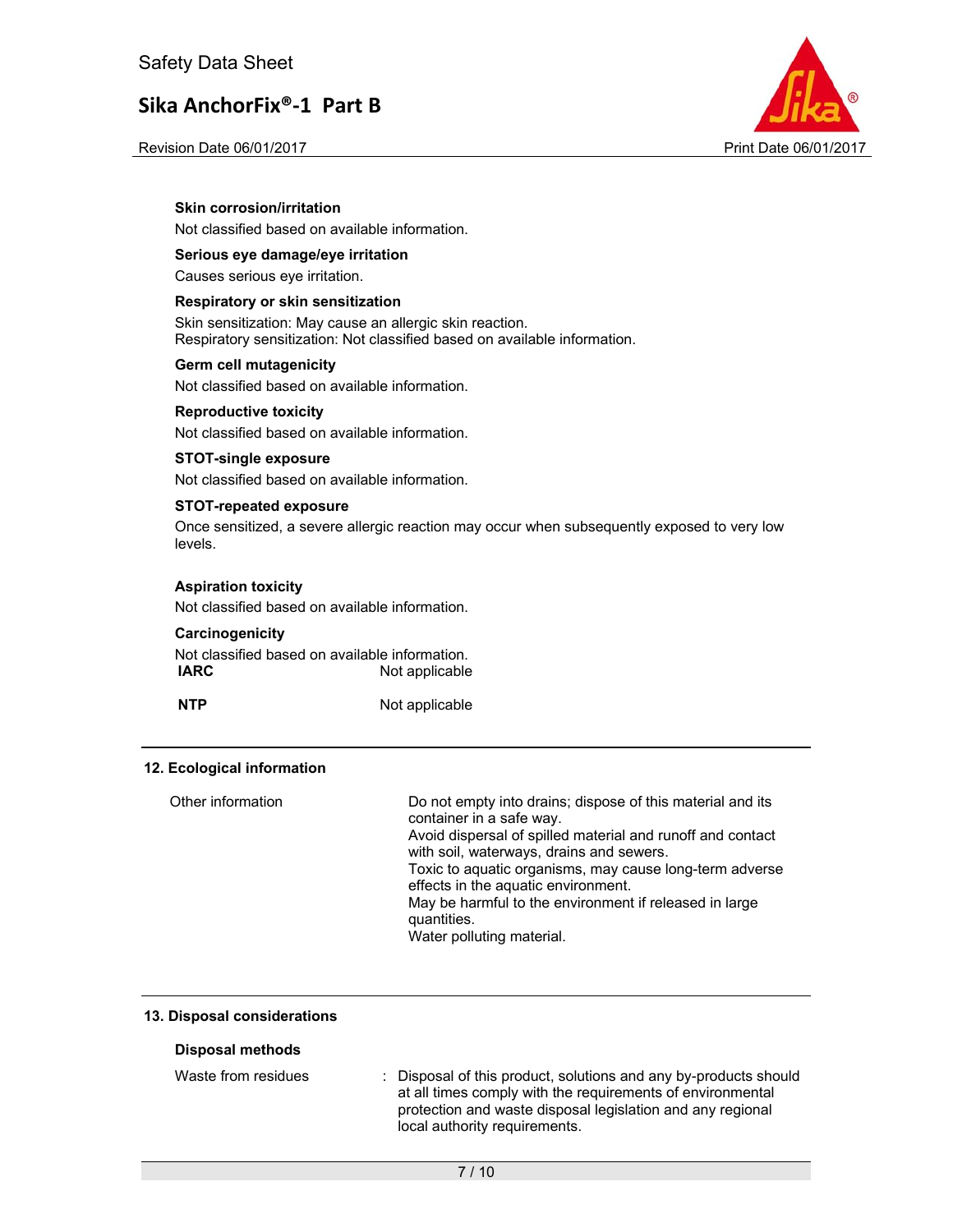**Skin corrosion/irritation**

Not classified based on available information.

**Serious eye damage/eye irritation**

Causes serious eye irritation.

**Respiratory or skin sensitization**

Skin sensitization: May cause an allergic skin reaction.
Respiratory sensitization: Not classified based on available information.

**Germ cell mutagenicity**

Not classified based on available information.

**Reproductive toxicity**

Not classified based on available information.

**STOT-single exposure**

Not classified based on available information.

**STOT-repeated exposure**

Once sensitized, a severe allergic reaction may occur when subsequently exposed to very low levels.

**Aspiration toxicity**

Not classified based on available information.

**Carcinogenicity**

Not classified based on available information.

| | |
|---|---|
| **IARC** | Not applicable |
| **NTP** | Not applicable |

## 12. Ecological information

| | |
|---|---|
| Other information | Do not empty into drains; dispose of this material and its container in a safe way.<br>Avoid dispersal of spilled material and runoff and contact with soil, waterways, drains and sewers.<br>Toxic to aquatic organisms, may cause long-term adverse effects in the aquatic environment.<br>May be harmful to the environment if released in large quantities.<br>Water polluting material. |

## 13. Disposal considerations

**Disposal methods**

| | |
|---|---|
| Waste from residues | : Disposal of this product, solutions and any by-products should at all times comply with the requirements of environmental protection and waste disposal legislation and any regional local authority requirements. |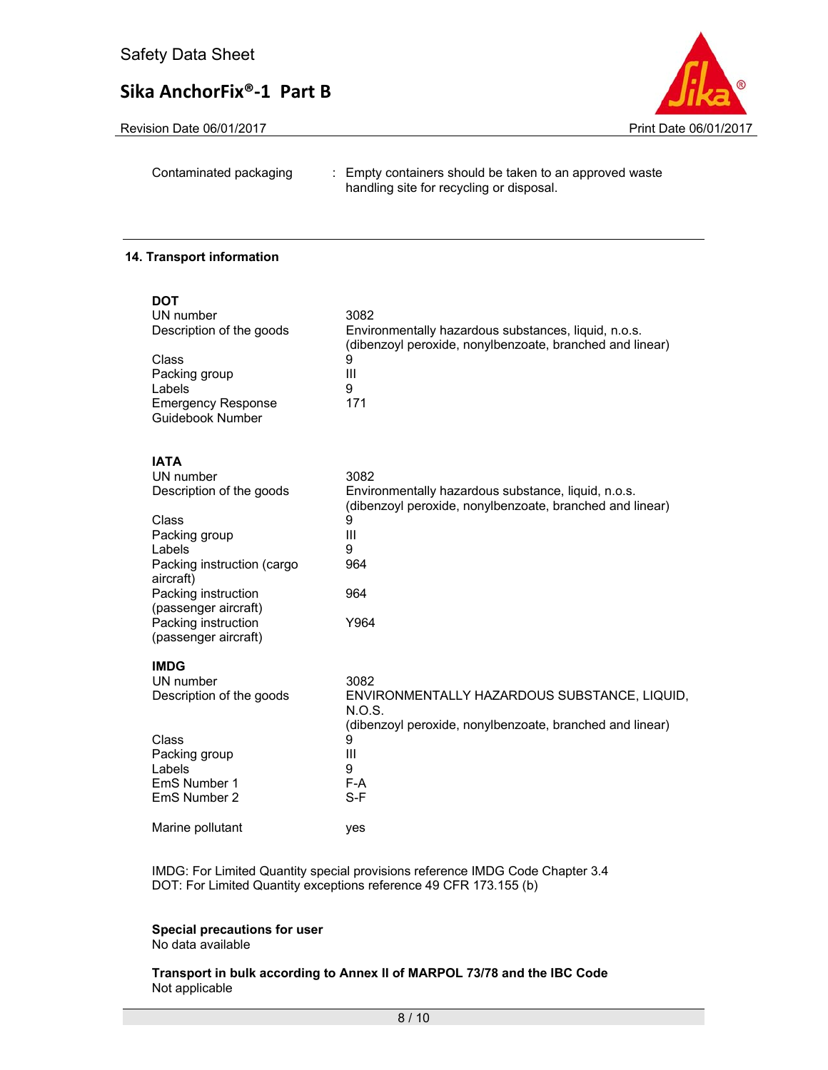| | | |
|---|---|---|
| Contaminated packaging | : | Empty containers should be taken to an approved waste handling site for recycling or disposal. |

## 14. Transport information

**DOT**

| | |
|---|---|
| UN number | 3082 |
| Description of the goods | Environmentally hazardous substances, liquid, n.o.s. (dibenzoyl peroxide, nonylbenzoate, branched and linear) |
| Class | 9 |
| Packing group | III |
| Labels | 9 |
| Emergency Response Guidebook Number | 171 |

**IATA**

| | |
|---|---|
| UN number | 3082 |
| Description of the goods | Environmentally hazardous substance, liquid, n.o.s. (dibenzoyl peroxide, nonylbenzoate, branched and linear) |
| Class | 9 |
| Packing group | III |
| Labels | 9 |
| Packing instruction (cargo aircraft) | 964 |
| Packing instruction (passenger aircraft) | 964 |
| Packing instruction (passenger aircraft) | Y964 |

**IMDG**

| | |
|---|---|
| UN number | 3082 |
| Description of the goods | ENVIRONMENTALLY HAZARDOUS SUBSTANCE, LIQUID, N.O.S. (dibenzoyl peroxide, nonylbenzoate, branched and linear) |
| Class | 9 |
| Packing group | III |
| Labels | 9 |
| EmS Number 1 | F-A |
| EmS Number 2 | S-F |
| Marine pollutant | yes |

IMDG: For Limited Quantity special provisions reference IMDG Code Chapter 3.4
DOT: For Limited Quantity exceptions reference 49 CFR 173.155 (b)

**Special precautions for user**
No data available

**Transport in bulk according to Annex II of MARPOL 73/78 and the IBC Code**
Not applicable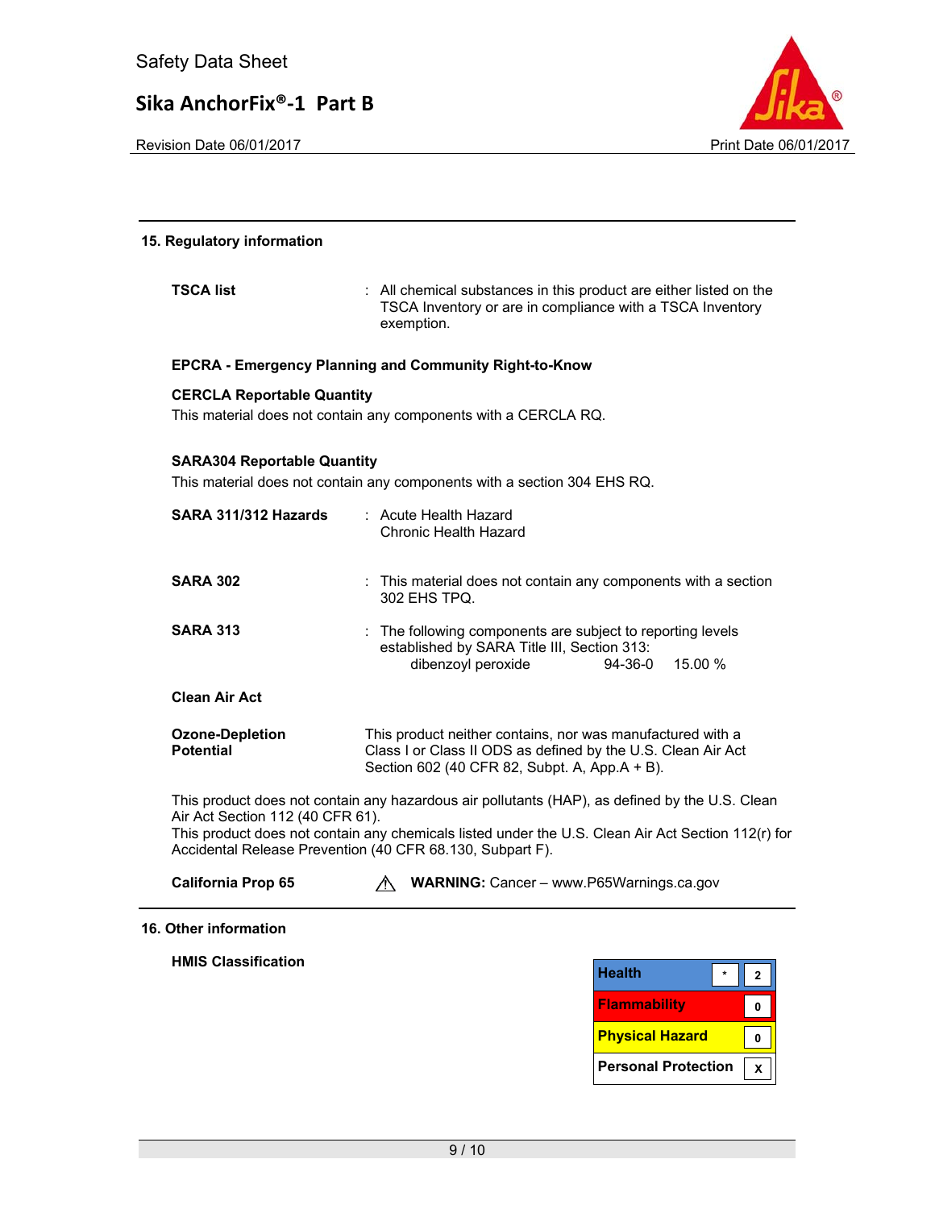## 15. Regulatory information

**TSCA list** : All chemical substances in this product are either listed on the TSCA Inventory or are in compliance with a TSCA Inventory exemption.

**EPCRA - Emergency Planning and Community Right-to-Know**

**CERCLA Reportable Quantity**

This material does not contain any components with a CERCLA RQ.

**SARA304 Reportable Quantity**

This material does not contain any components with a section 304 EHS RQ.

**SARA 311/312 Hazards** : Acute Health Hazard
Chronic Health Hazard

**SARA 302** : This material does not contain any components with a section 302 EHS TPQ.

**SARA 313** : The following components are subject to reporting levels established by SARA Title III, Section 313:

| | | |
|---|---|---|
| dibenzoyl peroxide | 94-36-0 | 15.00 % |

**Clean Air Act**

**Ozone-Depletion Potential** This product neither contains, nor was manufactured with a Class I or Class II ODS as defined by the U.S. Clean Air Act Section 602 (40 CFR 82, Subpt. A, App.A + B).

This product does not contain any hazardous air pollutants (HAP), as defined by the U.S. Clean Air Act Section 112 (40 CFR 61).
This product does not contain any chemicals listed under the U.S. Clean Air Act Section 112(r) for Accidental Release Prevention (40 CFR 68.130, Subpart F).

**California Prop 65** ⚠ **WARNING:** Cancer – www.P65Warnings.ca.gov

## 16. Other information

**HMIS Classification**

| | | |
|---|---|---|
| **Health** | * | 2 |
| **Flammability** | | 0 |
| **Physical Hazard** | | 0 |
| **Personal Protection** | | X |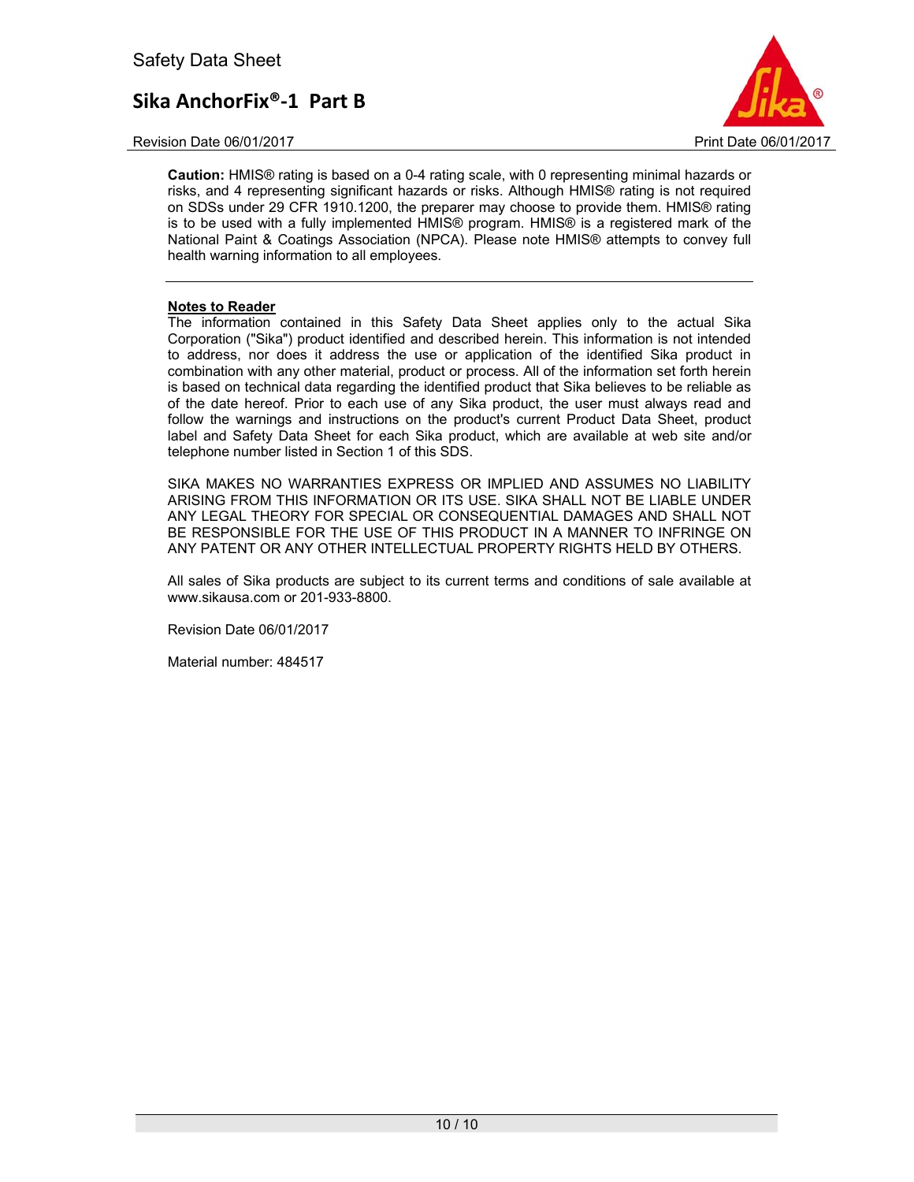**Caution:** HMIS® rating is based on a 0-4 rating scale, with 0 representing minimal hazards or risks, and 4 representing significant hazards or risks. Although HMIS® rating is not required on SDSs under 29 CFR 1910.1200, the preparer may choose to provide them. HMIS® rating is to be used with a fully implemented HMIS® program. HMIS® is a registered mark of the National Paint & Coatings Association (NPCA). Please note HMIS® attempts to convey full health warning information to all employees.

---

**Notes to Reader**

The information contained in this Safety Data Sheet applies only to the actual Sika Corporation ("Sika") product identified and described herein. This information is not intended to address, nor does it address the use or application of the identified Sika product in combination with any other material, product or process. All of the information set forth herein is based on technical data regarding the identified product that Sika believes to be reliable as of the date hereof. Prior to each use of any Sika product, the user must always read and follow the warnings and instructions on the product's current Product Data Sheet, product label and Safety Data Sheet for each Sika product, which are available at web site and/or telephone number listed in Section 1 of this SDS.

SIKA MAKES NO WARRANTIES EXPRESS OR IMPLIED AND ASSUMES NO LIABILITY ARISING FROM THIS INFORMATION OR ITS USE. SIKA SHALL NOT BE LIABLE UNDER ANY LEGAL THEORY FOR SPECIAL OR CONSEQUENTIAL DAMAGES AND SHALL NOT BE RESPONSIBLE FOR THE USE OF THIS PRODUCT IN A MANNER TO INFRINGE ON ANY PATENT OR ANY OTHER INTELLECTUAL PROPERTY RIGHTS HELD BY OTHERS.

All sales of Sika products are subject to its current terms and conditions of sale available at www.sikausa.com or 201-933-8800.

Revision Date 06/01/2017

Material number: 484517